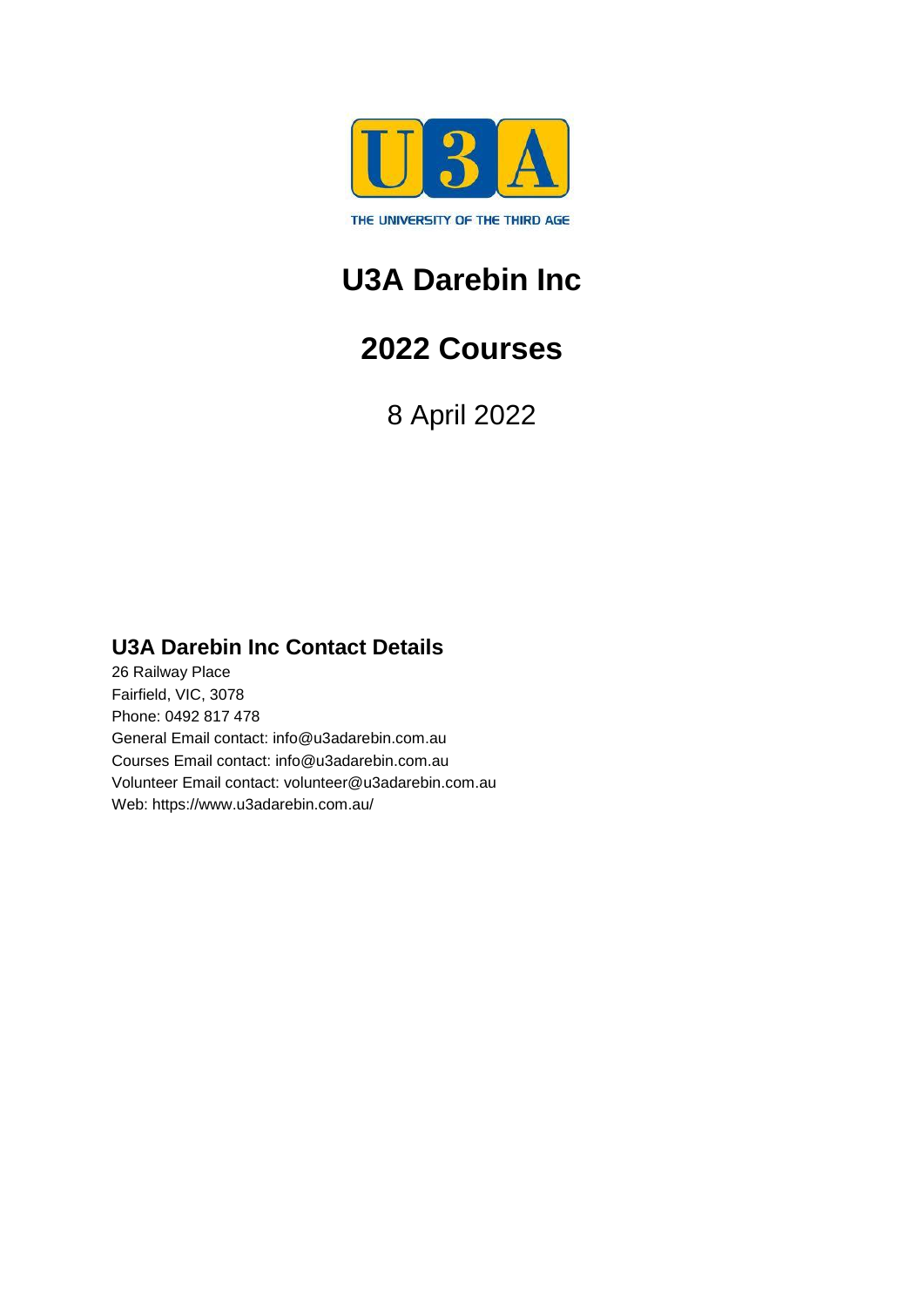U3A

THE UNIVERSITY OF THE THIRD AGE

# U3A Darebin Inc

# 2022 Courses

8 April 2022

## U3A Darebin Inc Contact Details

26 Railway Place
Fairfield, VIC, 3078
Phone: 0492 817 478
General Email contact: info@u3adarebin.com.au
Courses Email contact: info@u3adarebin.com.au
Volunteer Email contact: volunteer@u3adarebin.com.au
Web: https://www.u3adarebin.com.au/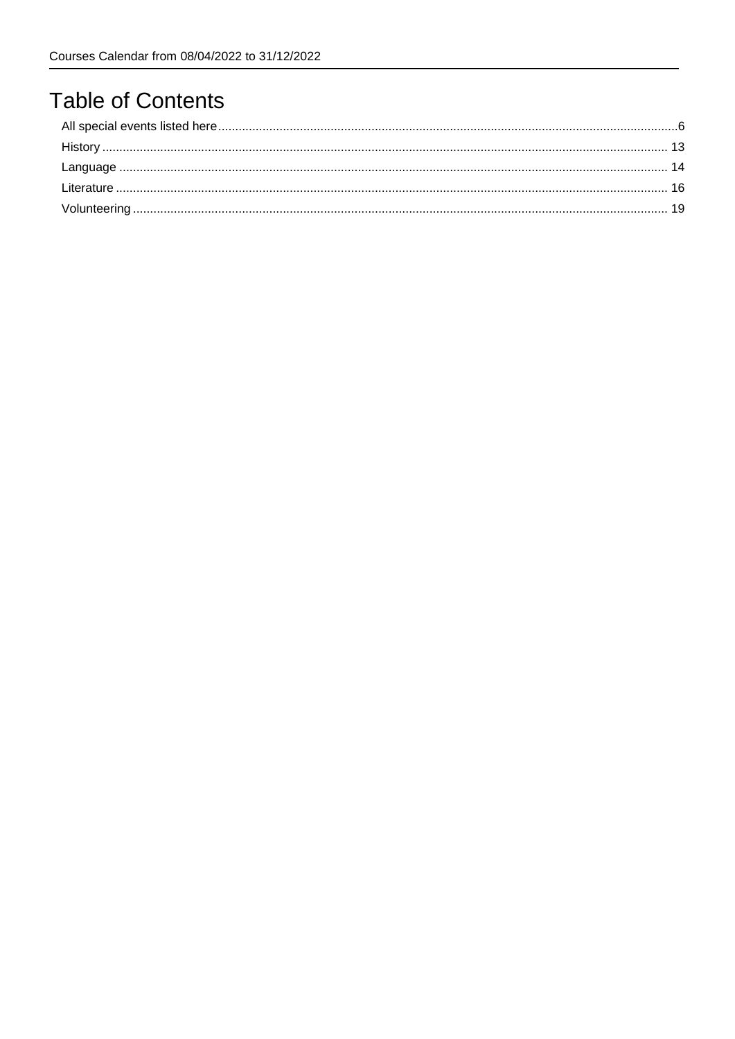# Table of Contents

All special events listed here....6
History .... 13
Language .... 14
Literature .... 16
Volunteering .... 19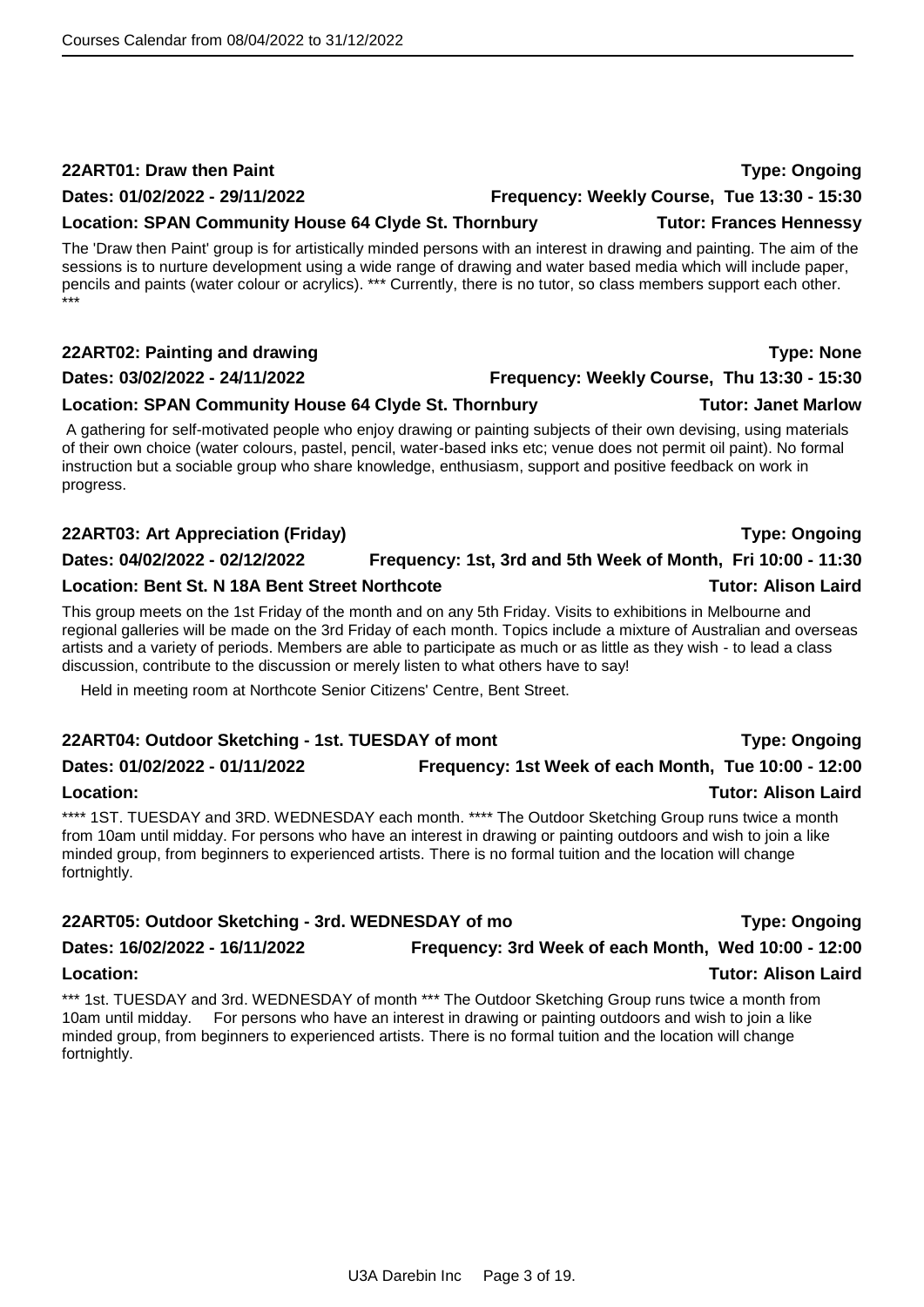### 22ART01: Draw then Paint

**Type: Ongoing**

**Dates: 01/02/2022 - 29/11/2022** **Frequency: Weekly Course, Tue 13:30 - 15:30**

**Location: SPAN Community House 64 Clyde St. Thornbury** **Tutor: Frances Hennessy**

The 'Draw then Paint' group is for artistically minded persons with an interest in drawing and painting. The aim of the sessions is to nurture development using a wide range of drawing and water based media which will include paper, pencils and paints (water colour or acrylics). *** Currently, there is no tutor, so class members support each other. ***

### 22ART02: Painting and drawing

**Type: None**

**Dates: 03/02/2022 - 24/11/2022** **Frequency: Weekly Course, Thu 13:30 - 15:30**

**Location: SPAN Community House 64 Clyde St. Thornbury** **Tutor: Janet Marlow**

A gathering for self-motivated people who enjoy drawing or painting subjects of their own devising, using materials of their own choice (water colours, pastel, pencil, water-based inks etc; venue does not permit oil paint). No formal instruction but a sociable group who share knowledge, enthusiasm, support and positive feedback on work in progress.

### 22ART03: Art Appreciation (Friday)

**Type: Ongoing**

**Dates: 04/02/2022 - 02/12/2022** **Frequency: 1st, 3rd and 5th Week of Month, Fri 10:00 - 11:30**

**Location: Bent St. N 18A Bent Street Northcote** **Tutor: Alison Laird**

This group meets on the 1st Friday of the month and on any 5th Friday. Visits to exhibitions in Melbourne and regional galleries will be made on the 3rd Friday of each month. Topics include a mixture of Australian and overseas artists and a variety of periods. Members are able to participate as much or as little as they wish - to lead a class discussion, contribute to the discussion or merely listen to what others have to say!

Held in meeting room at Northcote Senior Citizens' Centre, Bent Street.

### 22ART04: Outdoor Sketching - 1st. TUESDAY of mont

**Type: Ongoing**

**Dates: 01/02/2022 - 01/11/2022** **Frequency: 1st Week of each Month, Tue 10:00 - 12:00**

**Location:** **Tutor: Alison Laird**

**** 1ST. TUESDAY and 3RD. WEDNESDAY each month. **** The Outdoor Sketching Group runs twice a month from 10am until midday. For persons who have an interest in drawing or painting outdoors and wish to join a like minded group, from beginners to experienced artists. There is no formal tuition and the location will change fortnightly.

### 22ART05: Outdoor Sketching - 3rd. WEDNESDAY of mo

**Type: Ongoing**

**Dates: 16/02/2022 - 16/11/2022** **Frequency: 3rd Week of each Month, Wed 10:00 - 12:00**

**Location:** **Tutor: Alison Laird**

*** 1st. TUESDAY and 3rd. WEDNESDAY of month *** The Outdoor Sketching Group runs twice a month from 10am until midday. For persons who have an interest in drawing or painting outdoors and wish to join a like minded group, from beginners to experienced artists. There is no formal tuition and the location will change fortnightly.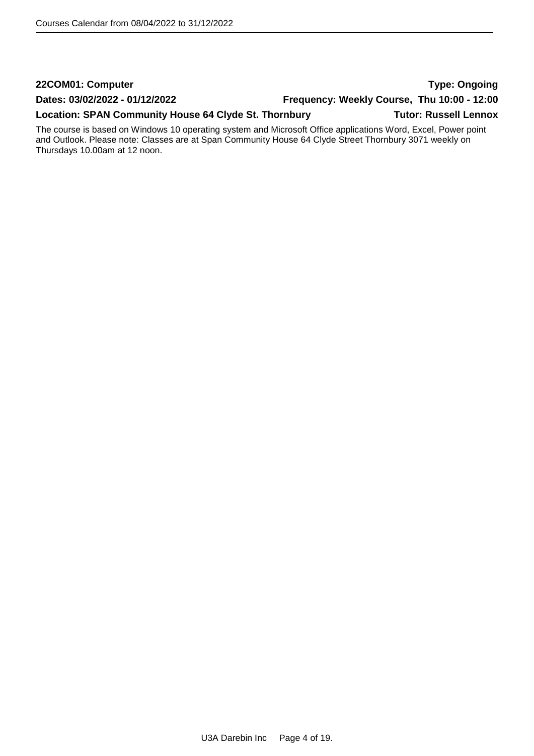**22COM01: Computer** **Type: Ongoing**

**Dates: 03/02/2022 - 01/12/2022** **Frequency: Weekly Course, Thu 10:00 - 12:00**

**Location: SPAN Community House 64 Clyde St. Thornbury** **Tutor: Russell Lennox**

The course is based on Windows 10 operating system and Microsoft Office applications Word, Excel, Power point and Outlook. Please note: Classes are at Span Community House 64 Clyde Street Thornbury 3071 weekly on Thursdays 10.00am at 12 noon.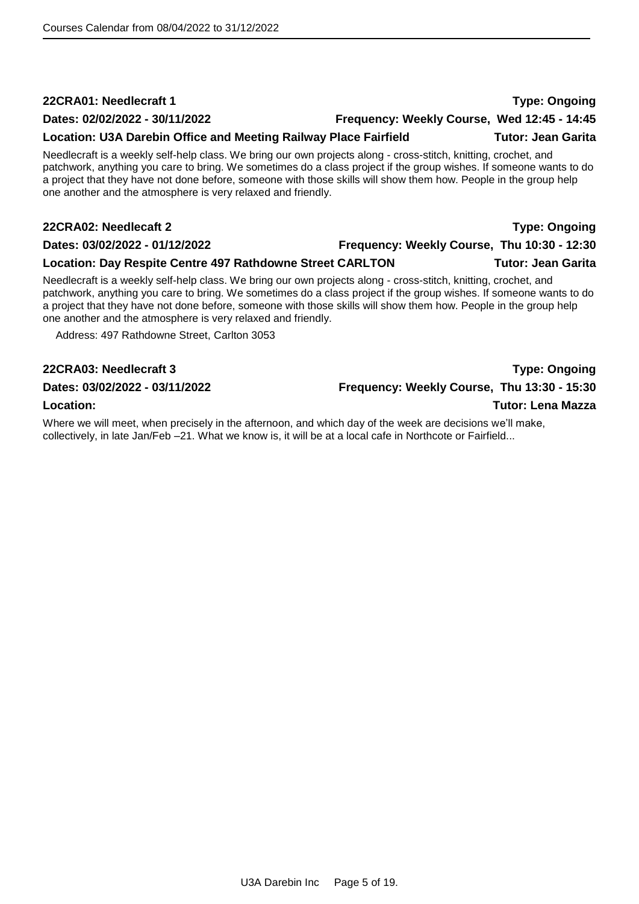**22CRA01: Needlecraft 1** **Type: Ongoing**

**Dates: 02/02/2022 - 30/11/2022** **Frequency: Weekly Course, Wed 12:45 - 14:45**

**Location: U3A Darebin Office and Meeting Railway Place Fairfield** **Tutor: Jean Garita**

Needlecraft is a weekly self-help class. We bring our own projects along - cross-stitch, knitting, crochet, and patchwork, anything you care to bring. We sometimes do a class project if the group wishes. If someone wants to do a project that they have not done before, someone with those skills will show them how. People in the group help one another and the atmosphere is very relaxed and friendly.

**22CRA02: Needlecaft 2** **Type: Ongoing**

**Dates: 03/02/2022 - 01/12/2022** **Frequency: Weekly Course, Thu 10:30 - 12:30**

**Location: Day Respite Centre 497 Rathdowne Street CARLTON** **Tutor: Jean Garita**

Needlecraft is a weekly self-help class. We bring our own projects along - cross-stitch, knitting, crochet, and patchwork, anything you care to bring. We sometimes do a class project if the group wishes. If someone wants to do a project that they have not done before, someone with those skills will show them how. People in the group help one another and the atmosphere is very relaxed and friendly.

Address: 497 Rathdowne Street, Carlton 3053

**22CRA03: Needlecraft 3** **Type: Ongoing**

**Dates: 03/02/2022 - 03/11/2022** **Frequency: Weekly Course, Thu 13:30 - 15:30**

**Location:** **Tutor: Lena Mazza**

Where we will meet, when precisely in the afternoon, and which day of the week are decisions we'll make, collectively, in late Jan/Feb –21. What we know is, it will be at a local cafe in Northcote or Fairfield...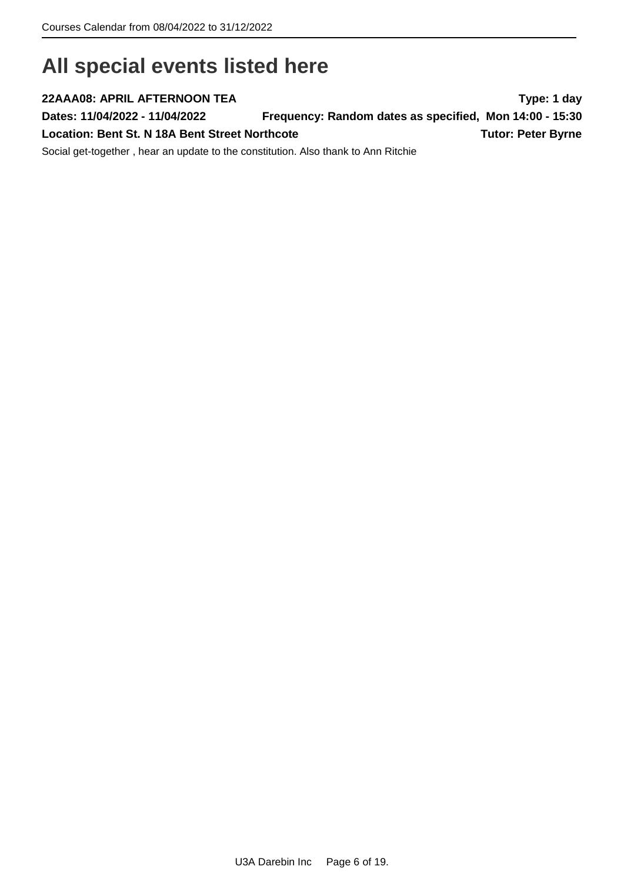# All special events listed here

**22AAA08: APRIL AFTERNOON TEA** **Type: 1 day**

**Dates: 11/04/2022 - 11/04/2022** **Frequency: Random dates as specified, Mon 14:00 - 15:30**

**Location: Bent St. N 18A Bent Street Northcote** **Tutor: Peter Byrne**

Social get-together , hear an update to the constitution. Also thank to Ann Ritchie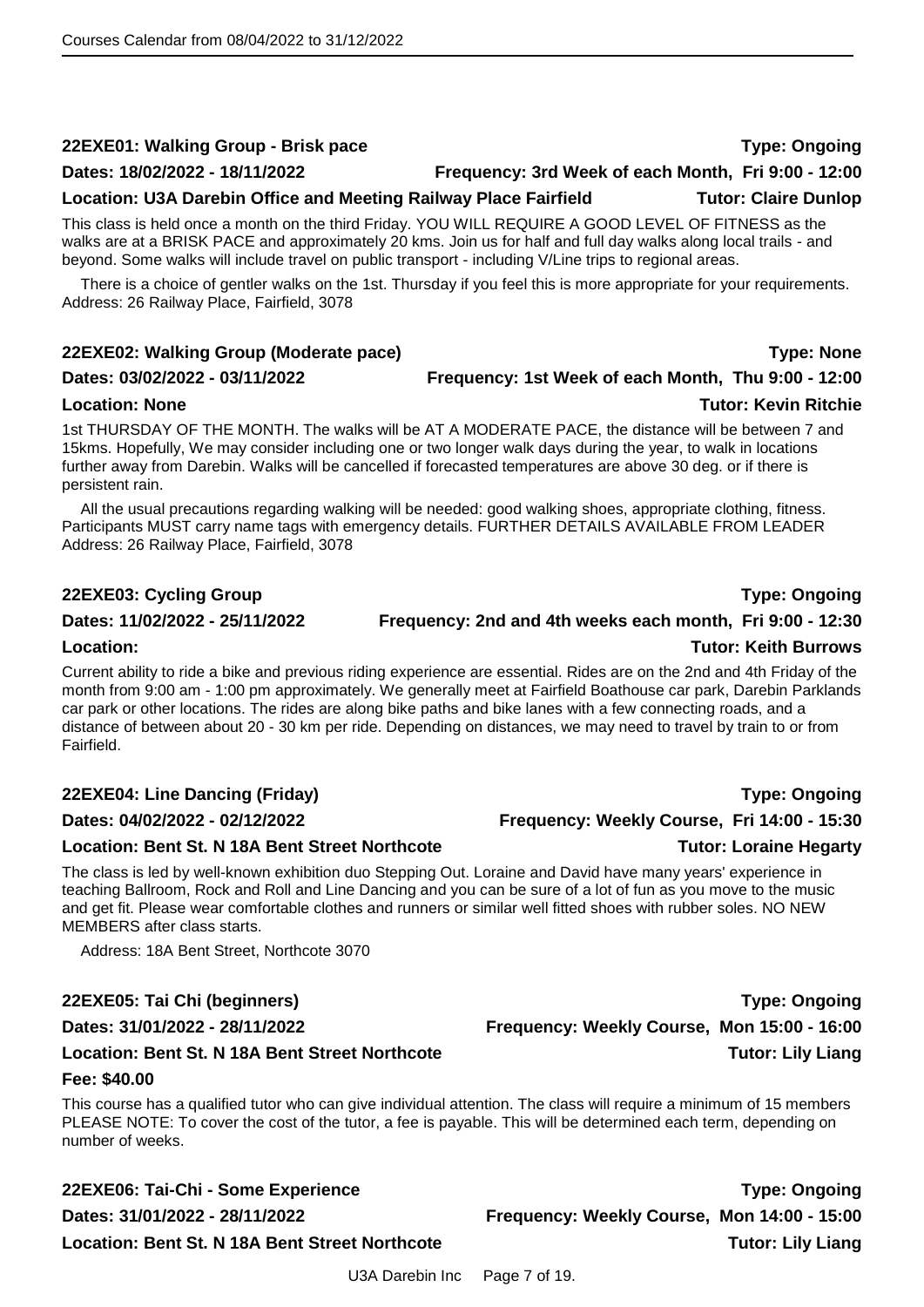### 22EXE01: Walking Group - Brisk pace

**Type: Ongoing**

**Dates: 18/02/2022 - 18/11/2022** **Frequency: 3rd Week of each Month, Fri 9:00 - 12:00**

**Location: U3A Darebin Office and Meeting Railway Place Fairfield** **Tutor: Claire Dunlop**

This class is held once a month on the third Friday. YOU WILL REQUIRE A GOOD LEVEL OF FITNESS as the walks are at a BRISK PACE and approximately 20 kms. Join us for half and full day walks along local trails - and beyond. Some walks will include travel on public transport - including V/Line trips to regional areas.

There is a choice of gentler walks on the 1st. Thursday if you feel this is more appropriate for your requirements. Address: 26 Railway Place, Fairfield, 3078

### 22EXE02: Walking Group (Moderate pace)

**Type: None**

**Dates: 03/02/2022 - 03/11/2022** **Frequency: 1st Week of each Month, Thu 9:00 - 12:00**

**Location: None** **Tutor: Kevin Ritchie**

1st THURSDAY OF THE MONTH. The walks will be AT A MODERATE PACE, the distance will be between 7 and 15kms. Hopefully, We may consider including one or two longer walk days during the year, to walk in locations further away from Darebin. Walks will be cancelled if forecasted temperatures are above 30 deg. or if there is persistent rain.

All the usual precautions regarding walking will be needed: good walking shoes, appropriate clothing, fitness. Participants MUST carry name tags with emergency details. FURTHER DETAILS AVAILABLE FROM LEADER Address: 26 Railway Place, Fairfield, 3078

### 22EXE03: Cycling Group

**Type: Ongoing**

**Dates: 11/02/2022 - 25/11/2022** **Frequency: 2nd and 4th weeks each month, Fri 9:00 - 12:30**

**Location:** **Tutor: Keith Burrows**

Current ability to ride a bike and previous riding experience are essential. Rides are on the 2nd and 4th Friday of the month from 9:00 am - 1:00 pm approximately. We generally meet at Fairfield Boathouse car park, Darebin Parklands car park or other locations. The rides are along bike paths and bike lanes with a few connecting roads, and a distance of between about 20 - 30 km per ride. Depending on distances, we may need to travel by train to or from Fairfield.

### 22EXE04: Line Dancing (Friday)

**Type: Ongoing**

**Dates: 04/02/2022 - 02/12/2022** **Frequency: Weekly Course, Fri 14:00 - 15:30**

**Location: Bent St. N 18A Bent Street Northcote** **Tutor: Loraine Hegarty**

The class is led by well-known exhibition duo Stepping Out. Loraine and David have many years' experience in teaching Ballroom, Rock and Roll and Line Dancing and you can be sure of a lot of fun as you move to the music and get fit. Please wear comfortable clothes and runners or similar well fitted shoes with rubber soles. NO NEW MEMBERS after class starts.

Address: 18A Bent Street, Northcote 3070

### 22EXE05: Tai Chi (beginners)

**Type: Ongoing**

**Dates: 31/01/2022 - 28/11/2022** **Frequency: Weekly Course, Mon 15:00 - 16:00**

**Location: Bent St. N 18A Bent Street Northcote** **Tutor: Lily Liang**

**Fee: $40.00**

This course has a qualified tutor who can give individual attention. The class will require a minimum of 15 members PLEASE NOTE: To cover the cost of the tutor, a fee is payable. This will be determined each term, depending on number of weeks.

### 22EXE06: Tai-Chi - Some Experience

**Type: Ongoing**

**Dates: 31/01/2022 - 28/11/2022** **Frequency: Weekly Course, Mon 14:00 - 15:00**

**Location: Bent St. N 18A Bent Street Northcote** **Tutor: Lily Liang**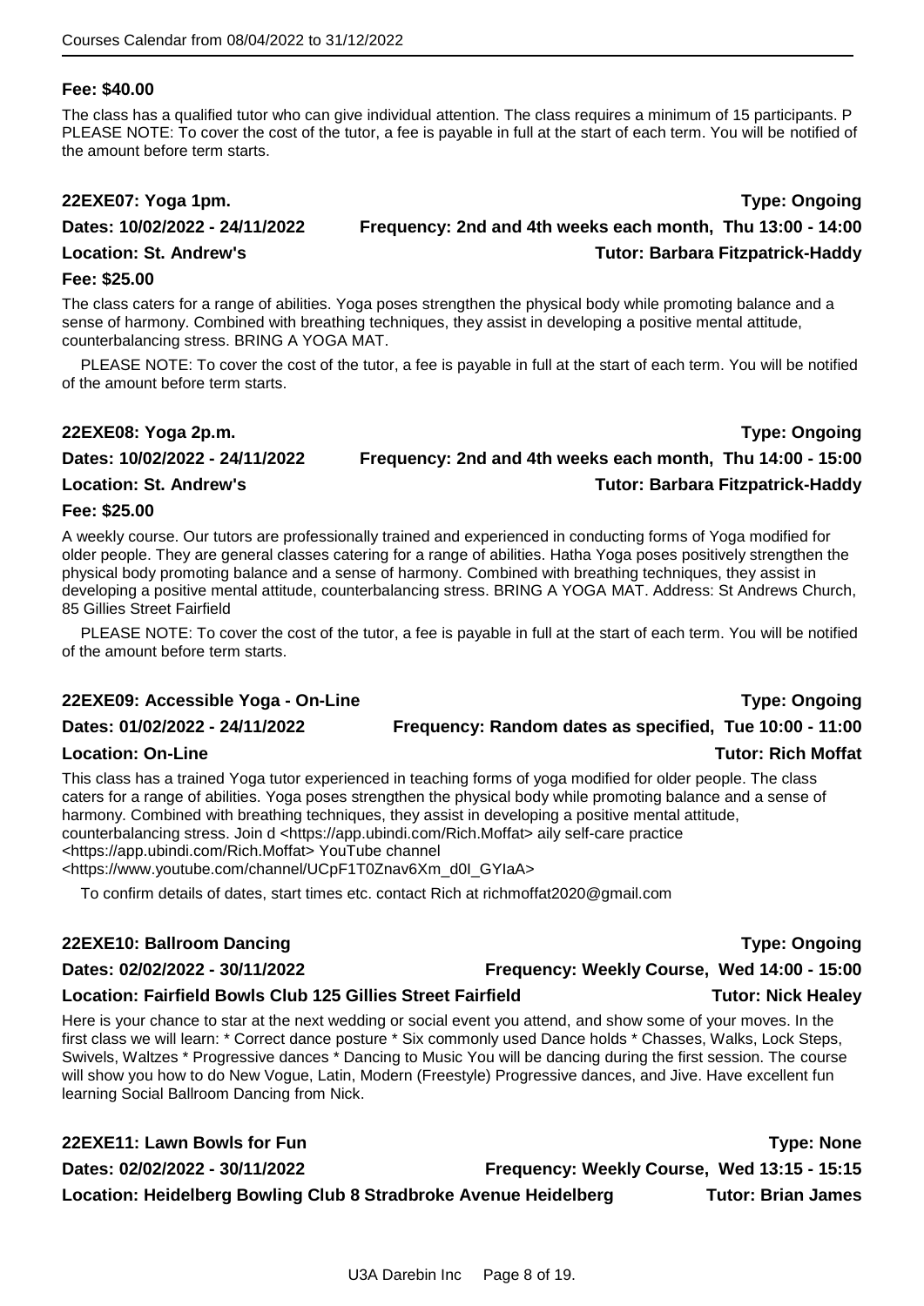**Fee: $40.00**

The class has a qualified tutor who can give individual attention. The class requires a minimum of 15 participants. P PLEASE NOTE: To cover the cost of the tutor, a fee is payable in full at the start of each term. You will be notified of the amount before term starts.

### 22EXE07: Yoga 1pm.

**Type: Ongoing**

**Dates: 10/02/2022 - 24/11/2022** **Frequency: 2nd and 4th weeks each month, Thu 13:00 - 14:00**

**Location: St. Andrew's** **Tutor: Barbara Fitzpatrick-Haddy**

**Fee: $25.00**

The class caters for a range of abilities. Yoga poses strengthen the physical body while promoting balance and a sense of harmony. Combined with breathing techniques, they assist in developing a positive mental attitude, counterbalancing stress. BRING A YOGA MAT.

PLEASE NOTE: To cover the cost of the tutor, a fee is payable in full at the start of each term. You will be notified of the amount before term starts.

### 22EXE08: Yoga 2p.m.

**Type: Ongoing**

**Dates: 10/02/2022 - 24/11/2022** **Frequency: 2nd and 4th weeks each month, Thu 14:00 - 15:00**

**Location: St. Andrew's** **Tutor: Barbara Fitzpatrick-Haddy**

**Fee: $25.00**

A weekly course. Our tutors are professionally trained and experienced in conducting forms of Yoga modified for older people. They are general classes catering for a range of abilities. Hatha Yoga poses positively strengthen the physical body promoting balance and a sense of harmony. Combined with breathing techniques, they assist in developing a positive mental attitude, counterbalancing stress. BRING A YOGA MAT. Address: St Andrews Church, 85 Gillies Street Fairfield

PLEASE NOTE: To cover the cost of the tutor, a fee is payable in full at the start of each term. You will be notified of the amount before term starts.

### 22EXE09: Accessible Yoga - On-Line

**Type: Ongoing**

**Dates: 01/02/2022 - 24/11/2022** **Frequency: Random dates as specified, Tue 10:00 - 11:00**

**Location: On-Line** **Tutor: Rich Moffat**

This class has a trained Yoga tutor experienced in teaching forms of yoga modified for older people. The class caters for a range of abilities. Yoga poses strengthen the physical body while promoting balance and a sense of harmony. Combined with breathing techniques, they assist in developing a positive mental attitude, counterbalancing stress. Join d <https://app.ubindi.com/Rich.Moffat> aily self-care practice <https://app.ubindi.com/Rich.Moffat> YouTube channel <https://www.youtube.com/channel/UCpF1T0Znav6Xm_d0I_GYIaA>

To confirm details of dates, start times etc. contact Rich at richmoffat2020@gmail.com

### 22EXE10: Ballroom Dancing

**Type: Ongoing**

**Dates: 02/02/2022 - 30/11/2022** **Frequency: Weekly Course, Wed 14:00 - 15:00**

**Location: Fairfield Bowls Club 125 Gillies Street Fairfield** **Tutor: Nick Healey**

Here is your chance to star at the next wedding or social event you attend, and show some of your moves. In the first class we will learn: * Correct dance posture * Six commonly used Dance holds * Chasses, Walks, Lock Steps, Swivels, Waltzes * Progressive dances * Dancing to Music You will be dancing during the first session. The course will show you how to do New Vogue, Latin, Modern (Freestyle) Progressive dances, and Jive. Have excellent fun learning Social Ballroom Dancing from Nick.

### 22EXE11: Lawn Bowls for Fun

**Type: None**

**Dates: 02/02/2022 - 30/11/2022** **Frequency: Weekly Course, Wed 13:15 - 15:15**

**Location: Heidelberg Bowling Club 8 Stradbroke Avenue Heidelberg** **Tutor: Brian James**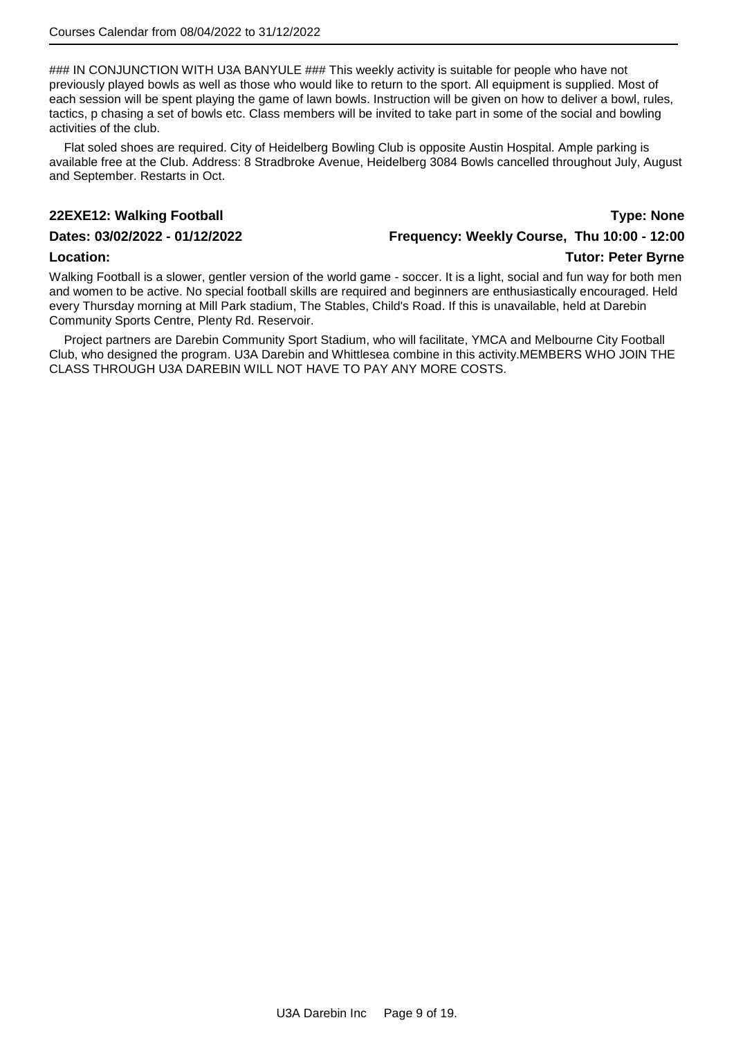### IN CONJUNCTION WITH U3A BANYULE ### This weekly activity is suitable for people who have not previously played bowls as well as those who would like to return to the sport. All equipment is supplied. Most of each session will be spent playing the game of lawn bowls. Instruction will be given on how to deliver a bowl, rules, tactics, p chasing a set of bowls etc. Class members will be invited to take part in some of the social and bowling activities of the club.

Flat soled shoes are required. City of Heidelberg Bowling Club is opposite Austin Hospital. Ample parking is available free at the Club. Address: 8 Stradbroke Avenue, Heidelberg 3084 Bowls cancelled throughout July, August and September. Restarts in Oct.

**22EXE12: Walking Football** **Type: None**

**Dates: 03/02/2022 - 01/12/2022** **Frequency: Weekly Course, Thu 10:00 - 12:00**

**Location:** **Tutor: Peter Byrne**

Walking Football is a slower, gentler version of the world game - soccer. It is a light, social and fun way for both men and women to be active. No special football skills are required and beginners are enthusiastically encouraged. Held every Thursday morning at Mill Park stadium, The Stables, Child's Road. If this is unavailable, held at Darebin Community Sports Centre, Plenty Rd. Reservoir.

Project partners are Darebin Community Sport Stadium, who will facilitate, YMCA and Melbourne City Football Club, who designed the program. U3A Darebin and Whittlesea combine in this activity.MEMBERS WHO JOIN THE CLASS THROUGH U3A DAREBIN WILL NOT HAVE TO PAY ANY MORE COSTS.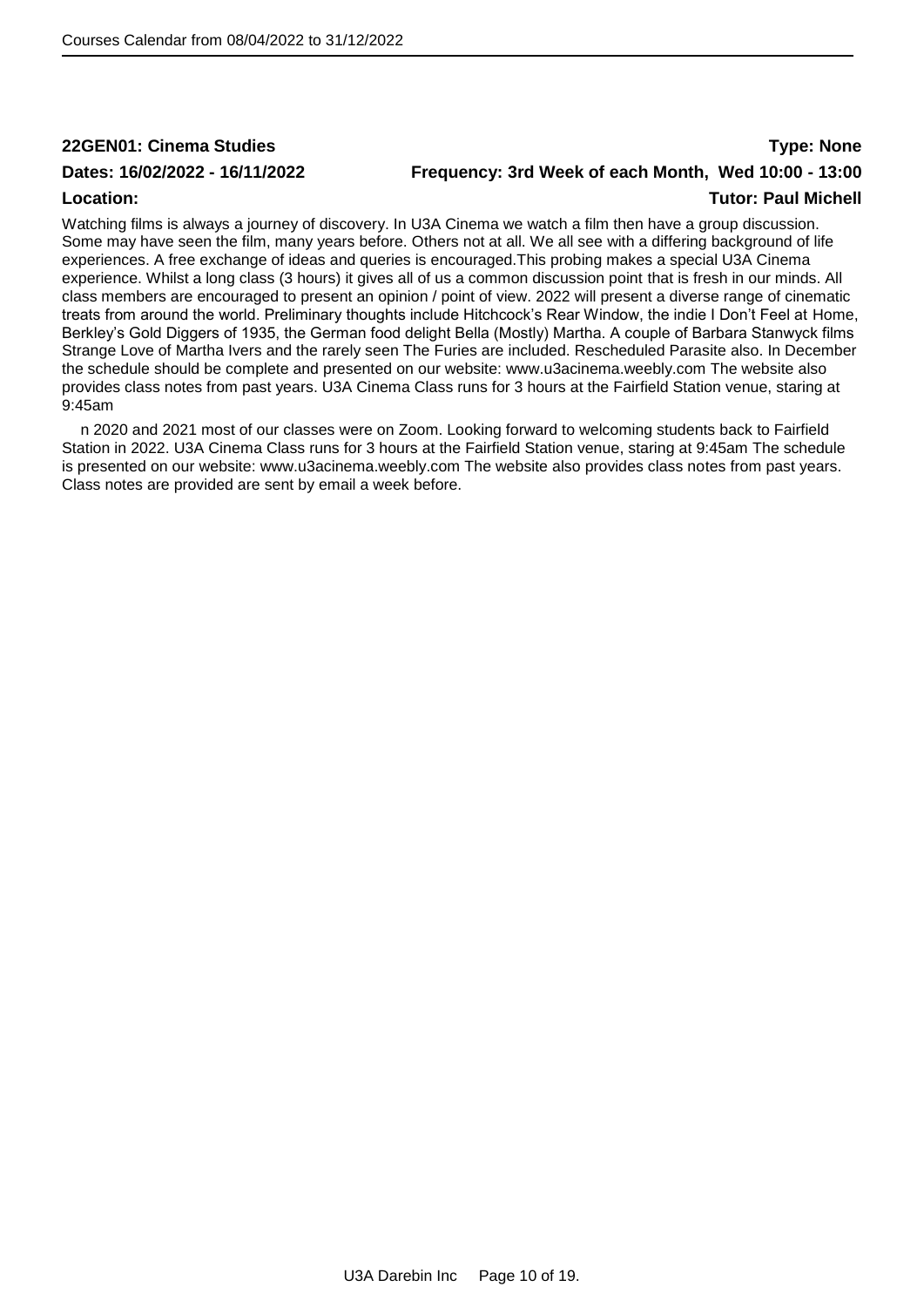**22GEN01: Cinema Studies** **Type: None**

**Dates: 16/02/2022 - 16/11/2022** **Frequency: 3rd Week of each Month, Wed 10:00 - 13:00**

**Location:** **Tutor: Paul Michell**

Watching films is always a journey of discovery. In U3A Cinema we watch a film then have a group discussion. Some may have seen the film, many years before. Others not at all. We all see with a differing background of life experiences. A free exchange of ideas and queries is encouraged.This probing makes a special U3A Cinema experience. Whilst a long class (3 hours) it gives all of us a common discussion point that is fresh in our minds. All class members are encouraged to present an opinion / point of view. 2022 will present a diverse range of cinematic treats from around the world. Preliminary thoughts include Hitchcock's Rear Window, the indie I Don't Feel at Home, Berkley's Gold Diggers of 1935, the German food delight Bella (Mostly) Martha. A couple of Barbara Stanwyck films Strange Love of Martha Ivers and the rarely seen The Furies are included. Rescheduled Parasite also. In December the schedule should be complete and presented on our website: www.u3acinema.weebly.com The website also provides class notes from past years. U3A Cinema Class runs for 3 hours at the Fairfield Station venue, staring at 9:45am

n 2020 and 2021 most of our classes were on Zoom. Looking forward to welcoming students back to Fairfield Station in 2022. U3A Cinema Class runs for 3 hours at the Fairfield Station venue, staring at 9:45am The schedule is presented on our website: www.u3acinema.weebly.com The website also provides class notes from past years. Class notes are provided are sent by email a week before.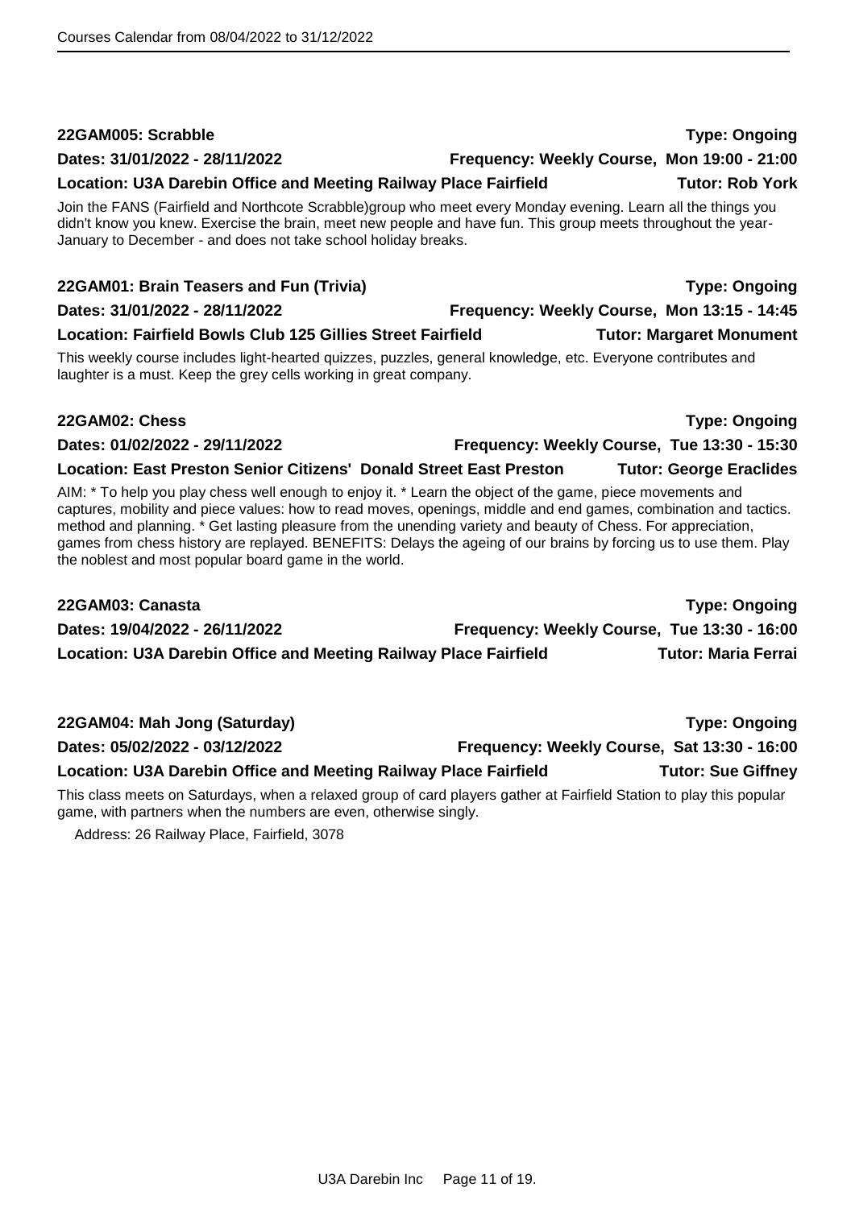**22GAM005: Scrabble** **Type: Ongoing**

**Dates: 31/01/2022 - 28/11/2022** **Frequency: Weekly Course, Mon 19:00 - 21:00**

**Location: U3A Darebin Office and Meeting Railway Place Fairfield** **Tutor: Rob York**

Join the FANS (Fairfield and Northcote Scrabble)group who meet every Monday evening. Learn all the things you didn't know you knew. Exercise the brain, meet new people and have fun. This group meets throughout the year- January to December - and does not take school holiday breaks.

**22GAM01: Brain Teasers and Fun (Trivia)** **Type: Ongoing**

**Dates: 31/01/2022 - 28/11/2022** **Frequency: Weekly Course, Mon 13:15 - 14:45**

**Location: Fairfield Bowls Club 125 Gillies Street Fairfield** **Tutor: Margaret Monument**

This weekly course includes light-hearted quizzes, puzzles, general knowledge, etc. Everyone contributes and laughter is a must. Keep the grey cells working in great company.

**22GAM02: Chess** **Type: Ongoing**

**Dates: 01/02/2022 - 29/11/2022** **Frequency: Weekly Course, Tue 13:30 - 15:30**

**Location: East Preston Senior Citizens' Donald Street East Preston** **Tutor: George Eraclides**

AIM: * To help you play chess well enough to enjoy it. * Learn the object of the game, piece movements and captures, mobility and piece values: how to read moves, openings, middle and end games, combination and tactics. method and planning. * Get lasting pleasure from the unending variety and beauty of Chess. For appreciation, games from chess history are replayed. BENEFITS: Delays the ageing of our brains by forcing us to use them. Play the noblest and most popular board game in the world.

**22GAM03: Canasta** **Type: Ongoing**

**Dates: 19/04/2022 - 26/11/2022** **Frequency: Weekly Course, Tue 13:30 - 16:00**

**Location: U3A Darebin Office and Meeting Railway Place Fairfield** **Tutor: Maria Ferrai**

**22GAM04: Mah Jong (Saturday)** **Type: Ongoing**

**Dates: 05/02/2022 - 03/12/2022** **Frequency: Weekly Course, Sat 13:30 - 16:00**

**Location: U3A Darebin Office and Meeting Railway Place Fairfield** **Tutor: Sue Giffney**

This class meets on Saturdays, when a relaxed group of card players gather at Fairfield Station to play this popular game, with partners when the numbers are even, otherwise singly.

Address: 26 Railway Place, Fairfield, 3078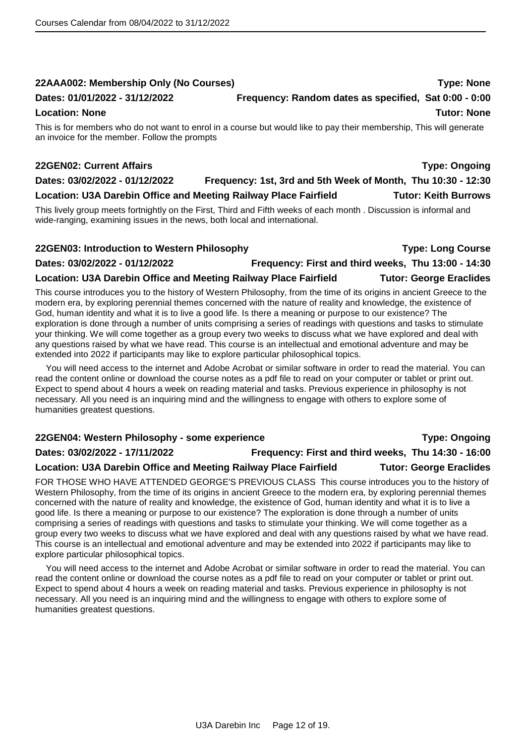## 22AAA002: Membership Only (No Courses)

**Type: None**

**Dates: 01/01/2022 - 31/12/2022** **Frequency: Random dates as specified, Sat 0:00 - 0:00**

**Location: None** **Tutor: None**

This is for members who do not want to enrol in a course but would like to pay their membership, This will generate an invoice for the member. Follow the prompts

## 22GEN02: Current Affairs

**Type: Ongoing**

**Dates: 03/02/2022 - 01/12/2022** **Frequency: 1st, 3rd and 5th Week of Month, Thu 10:30 - 12:30**

**Location: U3A Darebin Office and Meeting Railway Place Fairfield** **Tutor: Keith Burrows**

This lively group meets fortnightly on the First, Third and Fifth weeks of each month . Discussion is informal and wide-ranging, examining issues in the news, both local and international.

## 22GEN03: Introduction to Western Philosophy

**Type: Long Course**

**Dates: 03/02/2022 - 01/12/2022** **Frequency: First and third weeks, Thu 13:00 - 14:30**

**Location: U3A Darebin Office and Meeting Railway Place Fairfield** **Tutor: George Eraclides**

This course introduces you to the history of Western Philosophy, from the time of its origins in ancient Greece to the modern era, by exploring perennial themes concerned with the nature of reality and knowledge, the existence of God, human identity and what it is to live a good life. Is there a meaning or purpose to our existence? The exploration is done through a number of units comprising a series of readings with questions and tasks to stimulate your thinking. We will come together as a group every two weeks to discuss what we have explored and deal with any questions raised by what we have read. This course is an intellectual and emotional adventure and may be extended into 2022 if participants may like to explore particular philosophical topics.

You will need access to the internet and Adobe Acrobat or similar software in order to read the material. You can read the content online or download the course notes as a pdf file to read on your computer or tablet or print out. Expect to spend about 4 hours a week on reading material and tasks. Previous experience in philosophy is not necessary. All you need is an inquiring mind and the willingness to engage with others to explore some of humanities greatest questions.

## 22GEN04: Western Philosophy - some experience

**Type: Ongoing**

**Dates: 03/02/2022 - 17/11/2022** **Frequency: First and third weeks, Thu 14:30 - 16:00**

**Location: U3A Darebin Office and Meeting Railway Place Fairfield** **Tutor: George Eraclides**

FOR THOSE WHO HAVE ATTENDED GEORGE'S PREVIOUS CLASS This course introduces you to the history of Western Philosophy, from the time of its origins in ancient Greece to the modern era, by exploring perennial themes concerned with the nature of reality and knowledge, the existence of God, human identity and what it is to live a good life. Is there a meaning or purpose to our existence? The exploration is done through a number of units comprising a series of readings with questions and tasks to stimulate your thinking. We will come together as a group every two weeks to discuss what we have explored and deal with any questions raised by what we have read. This course is an intellectual and emotional adventure and may be extended into 2022 if participants may like to explore particular philosophical topics.

You will need access to the internet and Adobe Acrobat or similar software in order to read the material. You can read the content online or download the course notes as a pdf file to read on your computer or tablet or print out. Expect to spend about 4 hours a week on reading material and tasks. Previous experience in philosophy is not necessary. All you need is an inquiring mind and the willingness to engage with others to explore some of humanities greatest questions.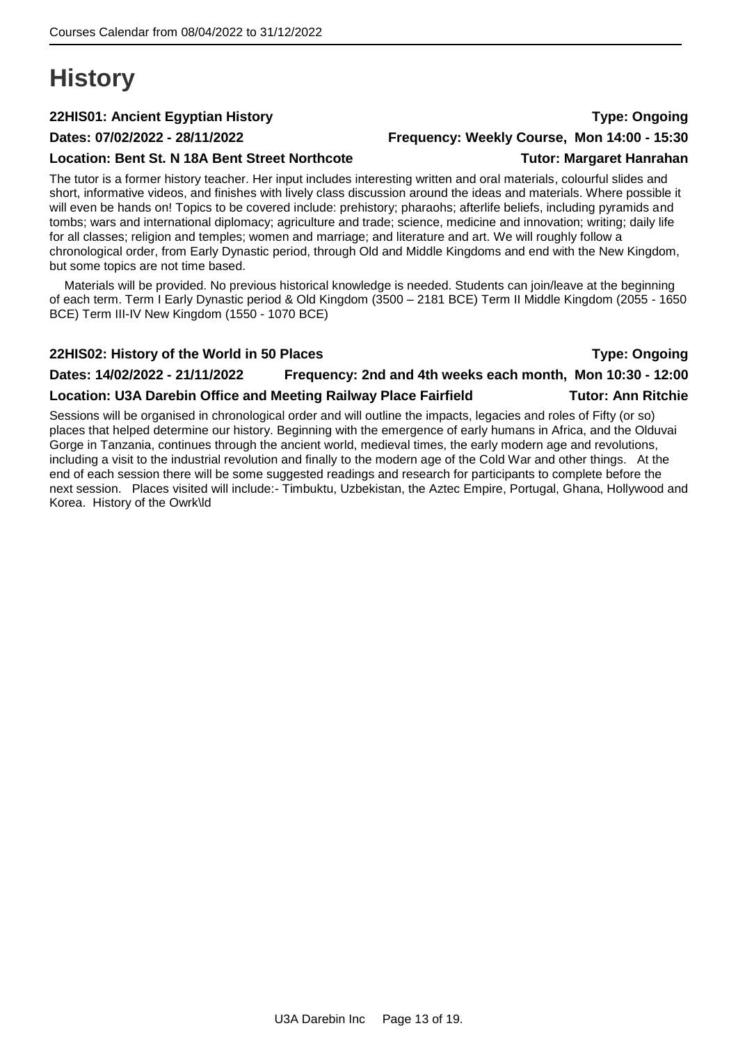# History

### 22HIS01: Ancient Egyptian History

**Type: Ongoing**

**Dates: 07/02/2022 - 28/11/2022**

**Frequency: Weekly Course, Mon 14:00 - 15:30**

**Location: Bent St. N 18A Bent Street Northcote**

**Tutor: Margaret Hanrahan**

The tutor is a former history teacher. Her input includes interesting written and oral materials, colourful slides and short, informative videos, and finishes with lively class discussion around the ideas and materials. Where possible it will even be hands on! Topics to be covered include: prehistory; pharaohs; afterlife beliefs, including pyramids and tombs; wars and international diplomacy; agriculture and trade; science, medicine and innovation; writing; daily life for all classes; religion and temples; women and marriage; and literature and art. We will roughly follow a chronological order, from Early Dynastic period, through Old and Middle Kingdoms and end with the New Kingdom, but some topics are not time based.

Materials will be provided. No previous historical knowledge is needed. Students can join/leave at the beginning of each term. Term I Early Dynastic period & Old Kingdom (3500 – 2181 BCE) Term II Middle Kingdom (2055 - 1650 BCE) Term III-IV New Kingdom (1550 - 1070 BCE)

### 22HIS02: History of the World in 50 Places

**Type: Ongoing**

**Dates: 14/02/2022 - 21/11/2022**

**Frequency: 2nd and 4th weeks each month, Mon 10:30 - 12:00**

**Location: U3A Darebin Office and Meeting Railway Place Fairfield**

**Tutor: Ann Ritchie**

Sessions will be organised in chronological order and will outline the impacts, legacies and roles of Fifty (or so) places that helped determine our history. Beginning with the emergence of early humans in Africa, and the Olduvai Gorge in Tanzania, continues through the ancient world, medieval times, the early modern age and revolutions, including a visit to the industrial revolution and finally to the modern age of the Cold War and other things. At the end of each session there will be some suggested readings and research for participants to complete before the next session. Places visited will include:- Timbuktu, Uzbekistan, the Aztec Empire, Portugal, Ghana, Hollywood and Korea. History of the Owrk\ld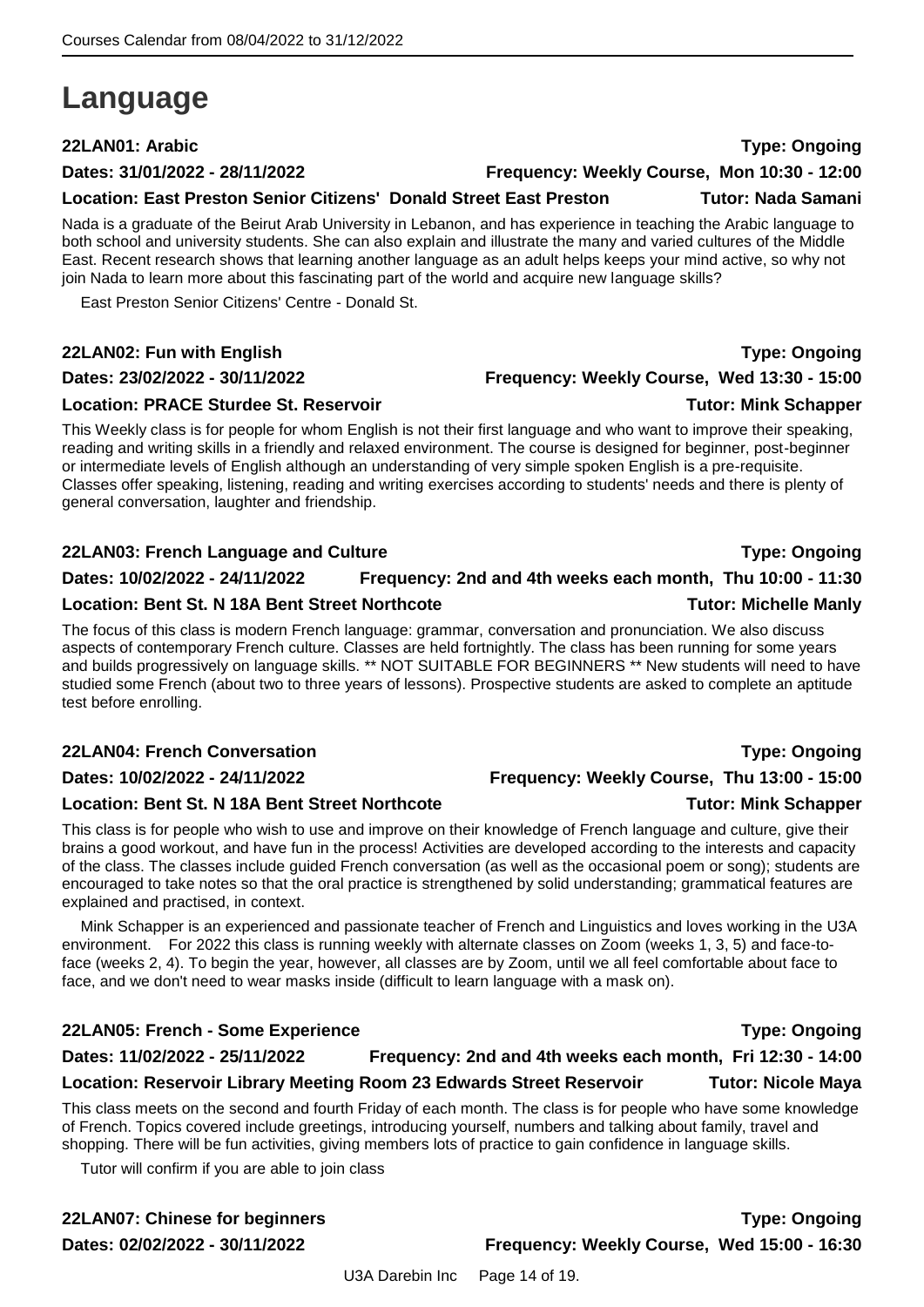# Language

**22LAN01: Arabic** **Type: Ongoing**

**Dates: 31/01/2022 - 28/11/2022** **Frequency: Weekly Course, Mon 10:30 - 12:00**

**Location: East Preston Senior Citizens' Donald Street East Preston** **Tutor: Nada Samani**

Nada is a graduate of the Beirut Arab University in Lebanon, and has experience in teaching the Arabic language to both school and university students. She can also explain and illustrate the many and varied cultures of the Middle East. Recent research shows that learning another language as an adult helps keeps your mind active, so why not join Nada to learn more about this fascinating part of the world and acquire new language skills?

East Preston Senior Citizens' Centre - Donald St.

**22LAN02: Fun with English** **Type: Ongoing**

**Dates: 23/02/2022 - 30/11/2022** **Frequency: Weekly Course, Wed 13:30 - 15:00**

**Location: PRACE Sturdee St. Reservoir** **Tutor: Mink Schapper**

This Weekly class is for people for whom English is not their first language and who want to improve their speaking, reading and writing skills in a friendly and relaxed environment. The course is designed for beginner, post-beginner or intermediate levels of English although an understanding of very simple spoken English is a pre-requisite. Classes offer speaking, listening, reading and writing exercises according to students' needs and there is plenty of general conversation, laughter and friendship.

**22LAN03: French Language and Culture** **Type: Ongoing**

**Dates: 10/02/2022 - 24/11/2022** **Frequency: 2nd and 4th weeks each month, Thu 10:00 - 11:30**

**Location: Bent St. N 18A Bent Street Northcote** **Tutor: Michelle Manly**

The focus of this class is modern French language: grammar, conversation and pronunciation. We also discuss aspects of contemporary French culture. Classes are held fortnightly. The class has been running for some years and builds progressively on language skills. ** NOT SUITABLE FOR BEGINNERS ** New students will need to have studied some French (about two to three years of lessons). Prospective students are asked to complete an aptitude test before enrolling.

**22LAN04: French Conversation** **Type: Ongoing**

**Dates: 10/02/2022 - 24/11/2022** **Frequency: Weekly Course, Thu 13:00 - 15:00**

**Location: Bent St. N 18A Bent Street Northcote** **Tutor: Mink Schapper**

This class is for people who wish to use and improve on their knowledge of French language and culture, give their brains a good workout, and have fun in the process! Activities are developed according to the interests and capacity of the class. The classes include guided French conversation (as well as the occasional poem or song); students are encouraged to take notes so that the oral practice is strengthened by solid understanding; grammatical features are explained and practised, in context.

Mink Schapper is an experienced and passionate teacher of French and Linguistics and loves working in the U3A environment. For 2022 this class is running weekly with alternate classes on Zoom (weeks 1, 3, 5) and face-to-face (weeks 2, 4). To begin the year, however, all classes are by Zoom, until we all feel comfortable about face to face, and we don't need to wear masks inside (difficult to learn language with a mask on).

**22LAN05: French - Some Experience** **Type: Ongoing**

**Dates: 11/02/2022 - 25/11/2022** **Frequency: 2nd and 4th weeks each month, Fri 12:30 - 14:00**

**Location: Reservoir Library Meeting Room 23 Edwards Street Reservoir** **Tutor: Nicole Maya**

This class meets on the second and fourth Friday of each month. The class is for people who have some knowledge of French. Topics covered include greetings, introducing yourself, numbers and talking about family, travel and shopping. There will be fun activities, giving members lots of practice to gain confidence in language skills.

Tutor will confirm if you are able to join class

**22LAN07: Chinese for beginners** **Type: Ongoing**

**Dates: 02/02/2022 - 30/11/2022** **Frequency: Weekly Course, Wed 15:00 - 16:30**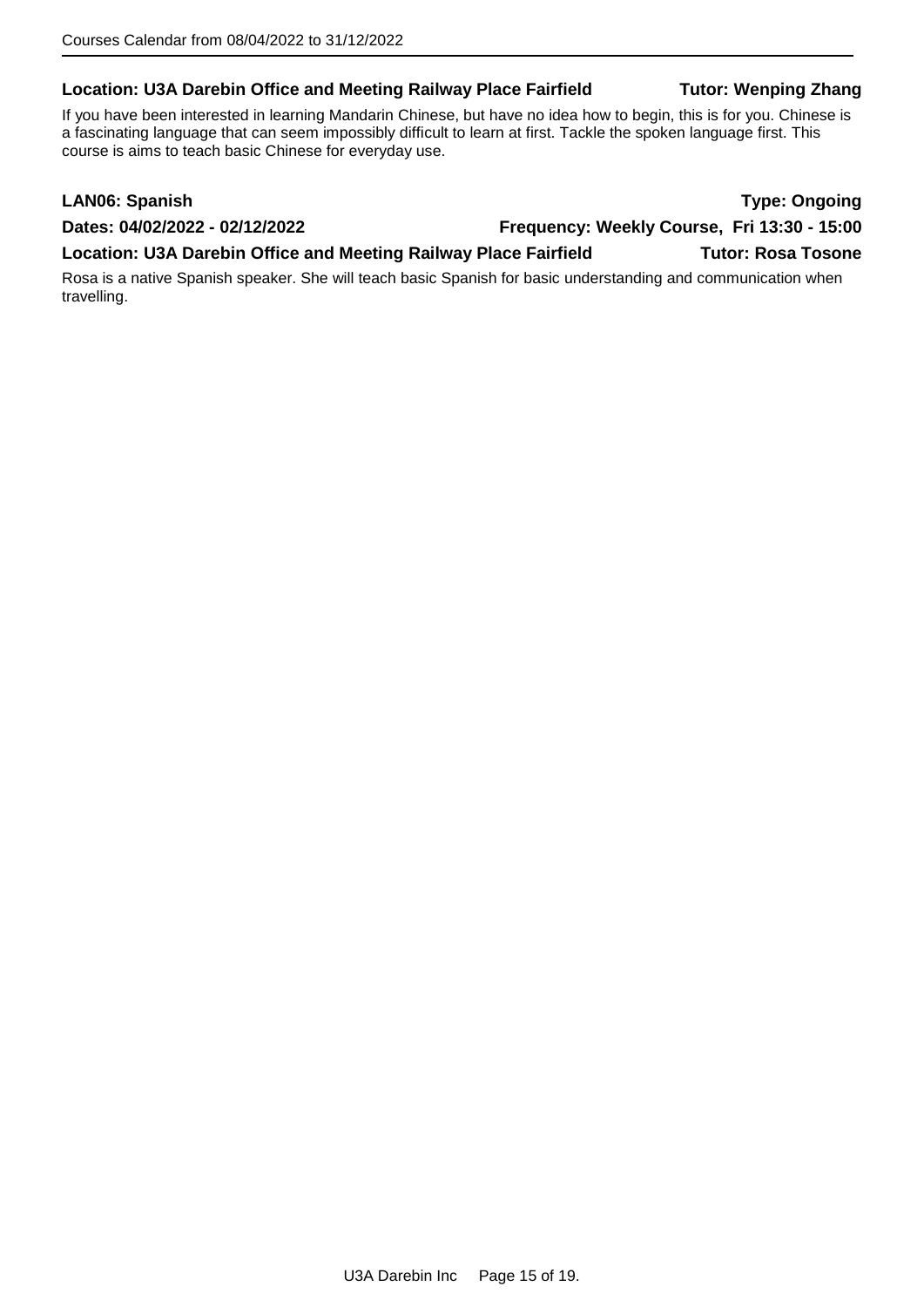**Location: U3A Darebin Office and Meeting Railway Place Fairfield** **Tutor: Wenping Zhang**

If you have been interested in learning Mandarin Chinese, but have no idea how to begin, this is for you. Chinese is a fascinating language that can seem impossibly difficult to learn at first. Tackle the spoken language first. This course is aims to teach basic Chinese for everyday use.

**LAN06: Spanish** **Type: Ongoing**

**Dates: 04/02/2022 - 02/12/2022** **Frequency: Weekly Course, Fri 13:30 - 15:00**

**Location: U3A Darebin Office and Meeting Railway Place Fairfield** **Tutor: Rosa Tosone**

Rosa is a native Spanish speaker. She will teach basic Spanish for basic understanding and communication when travelling.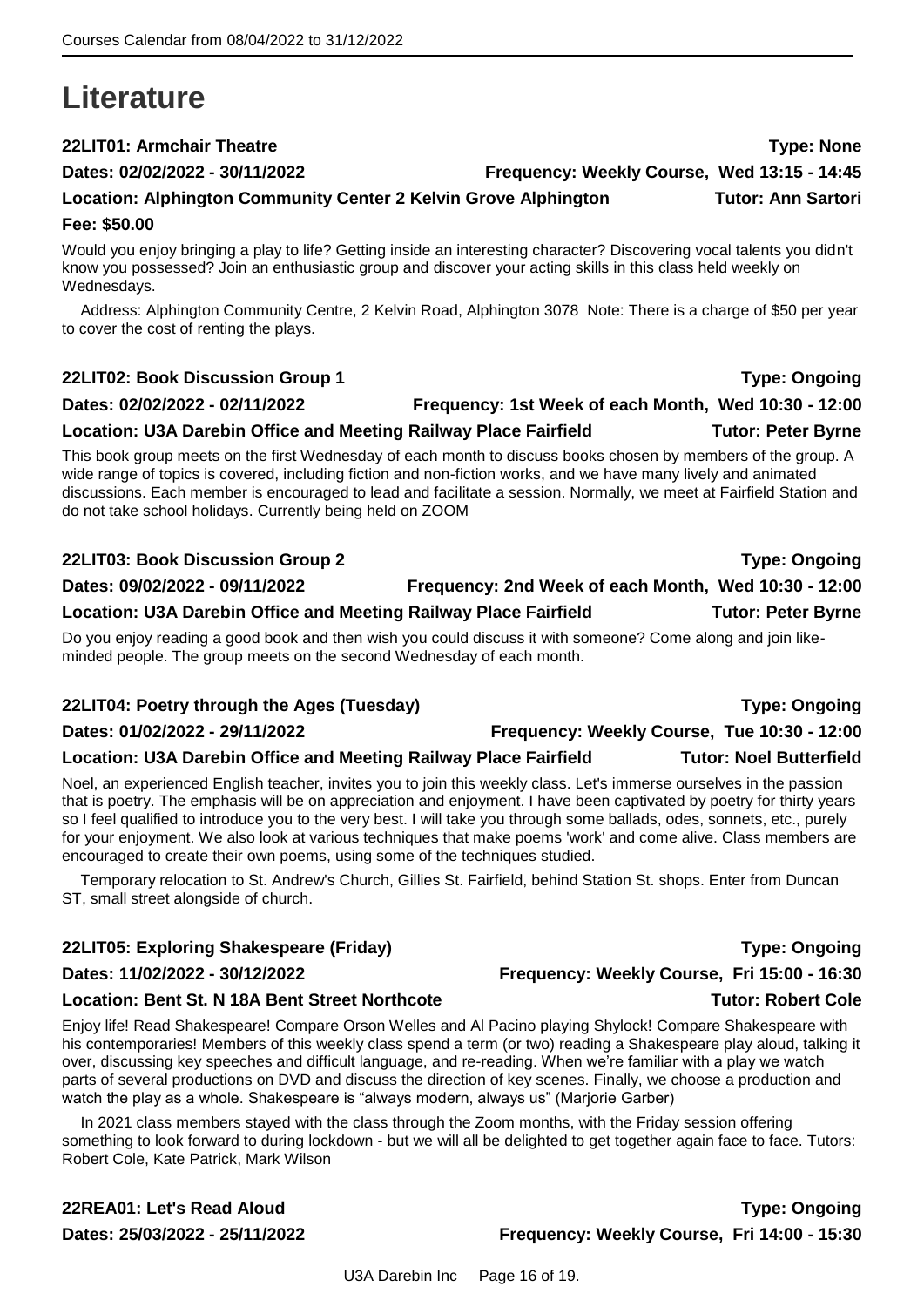# Literature

**22LIT01: Armchair Theatre** **Type: None**

**Dates: 02/02/2022 - 30/11/2022** **Frequency: Weekly Course, Wed 13:15 - 14:45**

**Location: Alphington Community Center 2 Kelvin Grove Alphington** **Tutor: Ann Sartori**

**Fee: $50.00**

Would you enjoy bringing a play to life? Getting inside an interesting character? Discovering vocal talents you didn't know you possessed? Join an enthusiastic group and discover your acting skills in this class held weekly on Wednesdays.

Address: Alphington Community Centre, 2 Kelvin Road, Alphington 3078 Note: There is a charge of $50 per year to cover the cost of renting the plays.

**22LIT02: Book Discussion Group 1** **Type: Ongoing**

**Dates: 02/02/2022 - 02/11/2022** **Frequency: 1st Week of each Month, Wed 10:30 - 12:00**

**Location: U3A Darebin Office and Meeting Railway Place Fairfield** **Tutor: Peter Byrne**

This book group meets on the first Wednesday of each month to discuss books chosen by members of the group. A wide range of topics is covered, including fiction and non-fiction works, and we have many lively and animated discussions. Each member is encouraged to lead and facilitate a session. Normally, we meet at Fairfield Station and do not take school holidays. Currently being held on ZOOM

**22LIT03: Book Discussion Group 2** **Type: Ongoing**

**Dates: 09/02/2022 - 09/11/2022** **Frequency: 2nd Week of each Month, Wed 10:30 - 12:00**

**Location: U3A Darebin Office and Meeting Railway Place Fairfield** **Tutor: Peter Byrne**

Do you enjoy reading a good book and then wish you could discuss it with someone? Come along and join like-minded people. The group meets on the second Wednesday of each month.

**22LIT04: Poetry through the Ages (Tuesday)** **Type: Ongoing**

**Dates: 01/02/2022 - 29/11/2022** **Frequency: Weekly Course, Tue 10:30 - 12:00**

**Location: U3A Darebin Office and Meeting Railway Place Fairfield** **Tutor: Noel Butterfield**

Noel, an experienced English teacher, invites you to join this weekly class. Let's immerse ourselves in the passion that is poetry. The emphasis will be on appreciation and enjoyment. I have been captivated by poetry for thirty years so I feel qualified to introduce you to the very best. I will take you through some ballads, odes, sonnets, etc., purely for your enjoyment. We also look at various techniques that make poems 'work' and come alive. Class members are encouraged to create their own poems, using some of the techniques studied.

Temporary relocation to St. Andrew's Church, Gillies St. Fairfield, behind Station St. shops. Enter from Duncan ST, small street alongside of church.

**22LIT05: Exploring Shakespeare (Friday)** **Type: Ongoing**

**Dates: 11/02/2022 - 30/12/2022** **Frequency: Weekly Course, Fri 15:00 - 16:30**

**Location: Bent St. N 18A Bent Street Northcote** **Tutor: Robert Cole**

Enjoy life! Read Shakespeare! Compare Orson Welles and Al Pacino playing Shylock! Compare Shakespeare with his contemporaries! Members of this weekly class spend a term (or two) reading a Shakespeare play aloud, talking it over, discussing key speeches and difficult language, and re-reading. When we're familiar with a play we watch parts of several productions on DVD and discuss the direction of key scenes. Finally, we choose a production and watch the play as a whole. Shakespeare is "always modern, always us" (Marjorie Garber)

In 2021 class members stayed with the class through the Zoom months, with the Friday session offering something to look forward to during lockdown - but we will all be delighted to get together again face to face. Tutors: Robert Cole, Kate Patrick, Mark Wilson

**22REA01: Let's Read Aloud** **Type: Ongoing**

**Dates: 25/03/2022 - 25/11/2022** **Frequency: Weekly Course, Fri 14:00 - 15:30**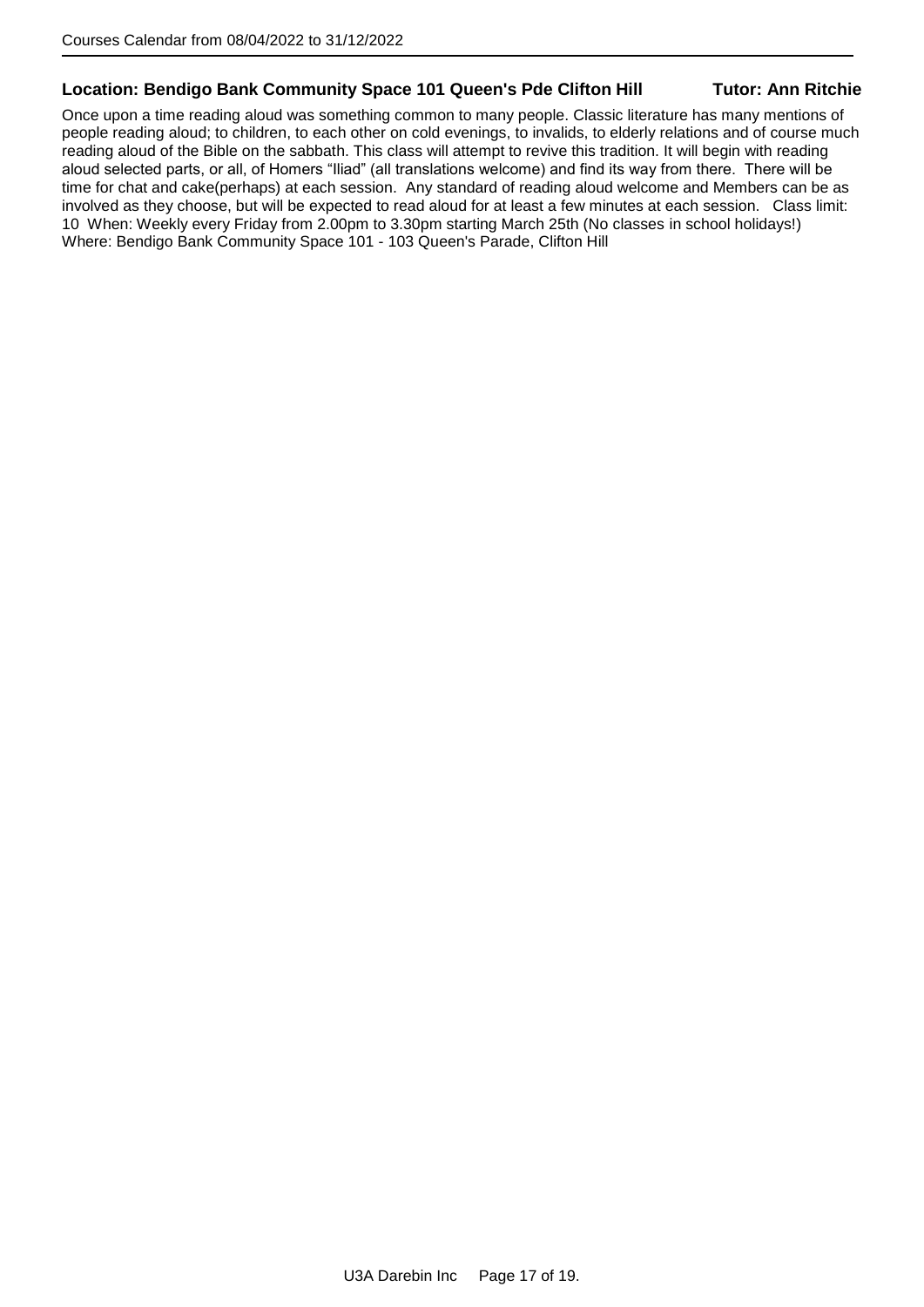**Location: Bendigo Bank Community Space 101 Queen's Pde Clifton Hill** **Tutor: Ann Ritchie**

Once upon a time reading aloud was something common to many people. Classic literature has many mentions of people reading aloud; to children, to each other on cold evenings, to invalids, to elderly relations and of course much reading aloud of the Bible on the sabbath. This class will attempt to revive this tradition. It will begin with reading aloud selected parts, or all, of Homers "Iliad" (all translations welcome) and find its way from there. There will be time for chat and cake(perhaps) at each session. Any standard of reading aloud welcome and Members can be as involved as they choose, but will be expected to read aloud for at least a few minutes at each session. Class limit: 10 When: Weekly every Friday from 2.00pm to 3.30pm starting March 25th (No classes in school holidays!) Where: Bendigo Bank Community Space 101 - 103 Queen's Parade, Clifton Hill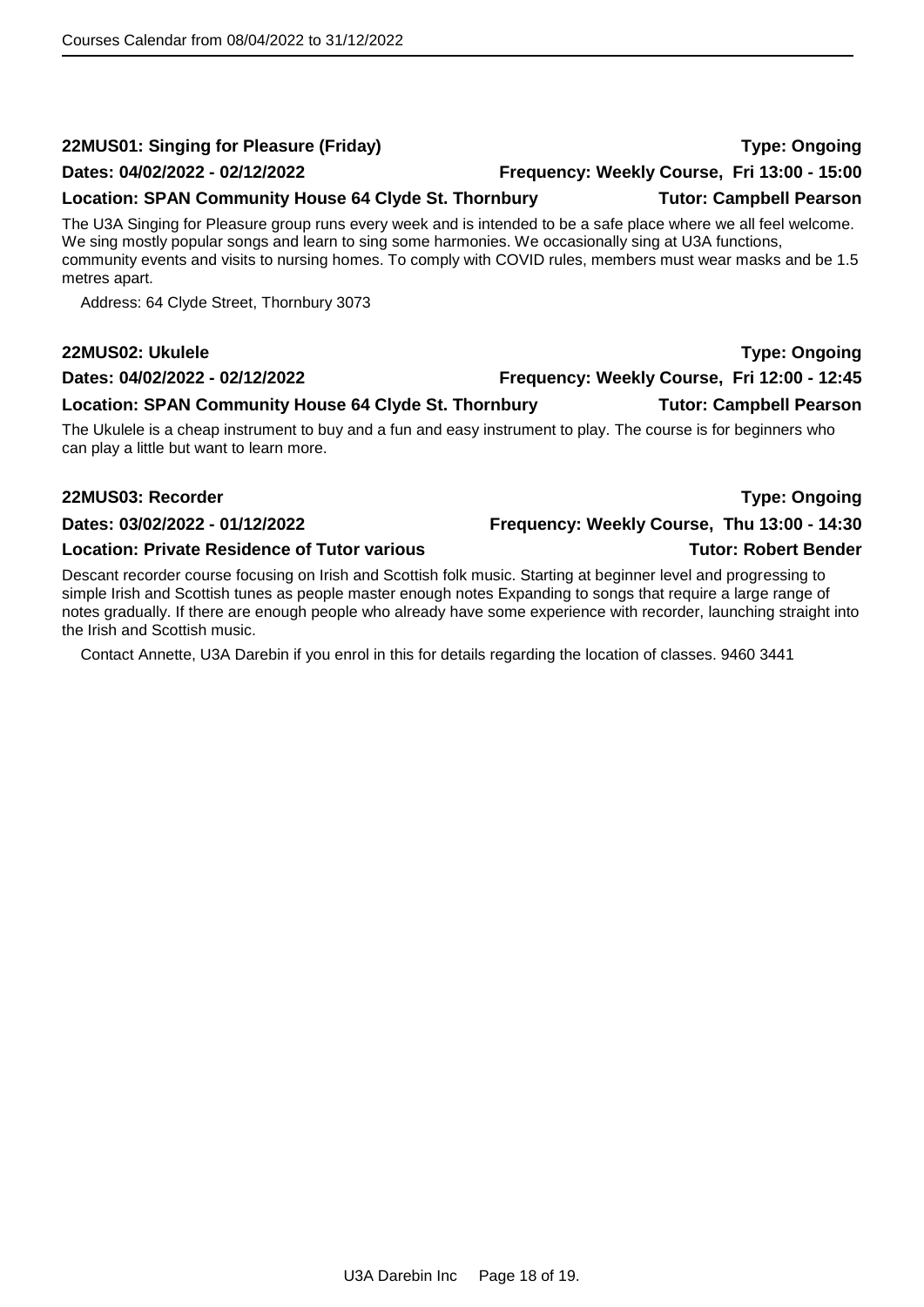### 22MUS01: Singing for Pleasure (Friday)

**Type: Ongoing**

**Dates: 04/02/2022 - 02/12/2022**

**Frequency: Weekly Course, Fri 13:00 - 15:00**

**Location: SPAN Community House 64 Clyde St. Thornbury**

**Tutor: Campbell Pearson**

The U3A Singing for Pleasure group runs every week and is intended to be a safe place where we all feel welcome. We sing mostly popular songs and learn to sing some harmonies. We occasionally sing at U3A functions, community events and visits to nursing homes. To comply with COVID rules, members must wear masks and be 1.5 metres apart.

Address: 64 Clyde Street, Thornbury 3073

### 22MUS02: Ukulele

**Type: Ongoing**

**Dates: 04/02/2022 - 02/12/2022**

**Frequency: Weekly Course, Fri 12:00 - 12:45**

**Location: SPAN Community House 64 Clyde St. Thornbury**

**Tutor: Campbell Pearson**

The Ukulele is a cheap instrument to buy and a fun and easy instrument to play. The course is for beginners who can play a little but want to learn more.

### 22MUS03: Recorder

**Type: Ongoing**

**Dates: 03/02/2022 - 01/12/2022**

**Frequency: Weekly Course, Thu 13:00 - 14:30**

**Location: Private Residence of Tutor various**

**Tutor: Robert Bender**

Descant recorder course focusing on Irish and Scottish folk music. Starting at beginner level and progressing to simple Irish and Scottish tunes as people master enough notes Expanding to songs that require a large range of notes gradually. If there are enough people who already have some experience with recorder, launching straight into the Irish and Scottish music.

Contact Annette, U3A Darebin if you enrol in this for details regarding the location of classes. 9460 3441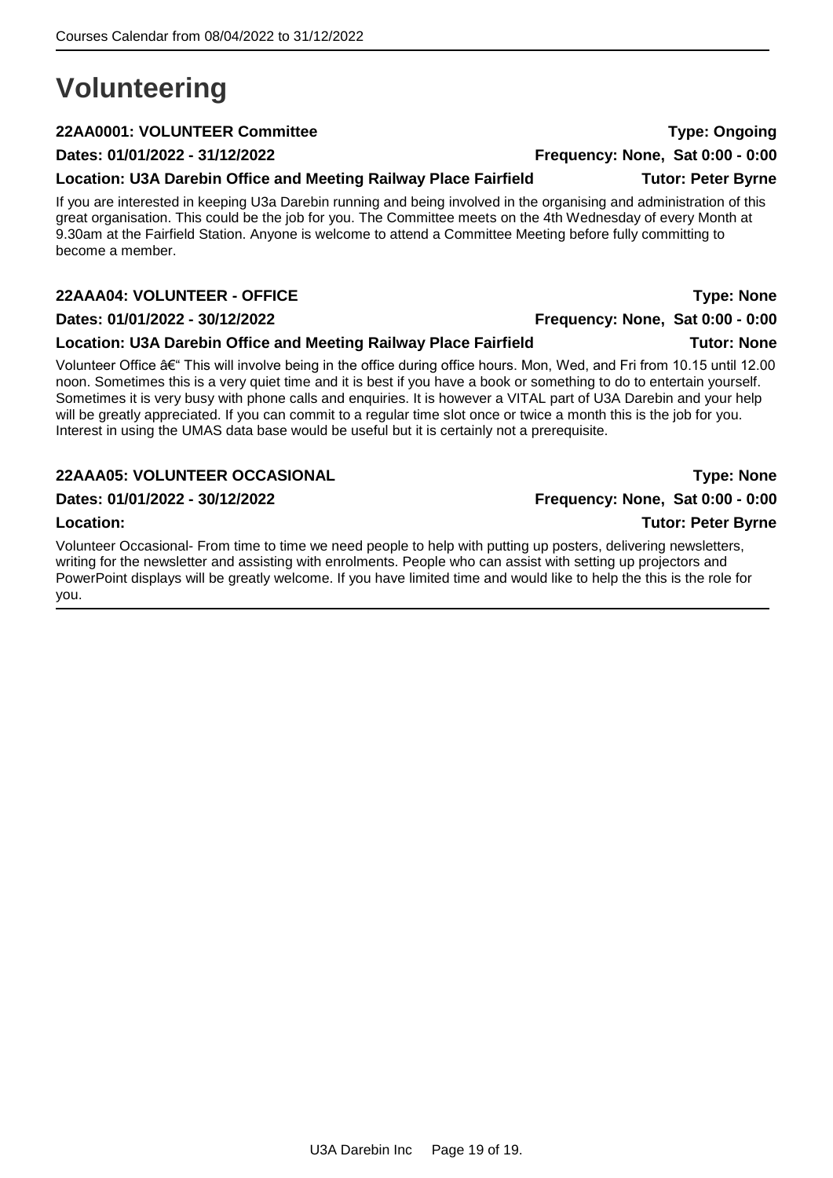# Volunteering

**22AA0001: VOLUNTEER Committee** **Type: Ongoing**

**Dates: 01/01/2022 - 31/12/2022** **Frequency: None, Sat 0:00 - 0:00**

**Location: U3A Darebin Office and Meeting Railway Place Fairfield** **Tutor: Peter Byrne**

If you are interested in keeping U3a Darebin running and being involved in the organising and administration of this great organisation. This could be the job for you. The Committee meets on the 4th Wednesday of every Month at 9.30am at the Fairfield Station. Anyone is welcome to attend a Committee Meeting before fully committing to become a member.

**22AAA04: VOLUNTEER - OFFICE** **Type: None**

**Dates: 01/01/2022 - 30/12/2022** **Frequency: None, Sat 0:00 - 0:00**

**Location: U3A Darebin Office and Meeting Railway Place Fairfield** **Tutor: None**

Volunteer Office â€“ This will involve being in the office during office hours. Mon, Wed, and Fri from 10.15 until 12.00 noon. Sometimes this is a very quiet time and it is best if you have a book or something to do to entertain yourself. Sometimes it is very busy with phone calls and enquiries. It is however a VITAL part of U3A Darebin and your help will be greatly appreciated. If you can commit to a regular time slot once or twice a month this is the job for you. Interest in using the UMAS data base would be useful but it is certainly not a prerequisite.

**22AAA05: VOLUNTEER OCCASIONAL** **Type: None**

**Dates: 01/01/2022 - 30/12/2022** **Frequency: None, Sat 0:00 - 0:00**

**Location:** **Tutor: Peter Byrne**

Volunteer Occasional- From time to time we need people to help with putting up posters, delivering newsletters, writing for the newsletter and assisting with enrolments. People who can assist with setting up projectors and PowerPoint displays will be greatly welcome. If you have limited time and would like to help the this is the role for you.